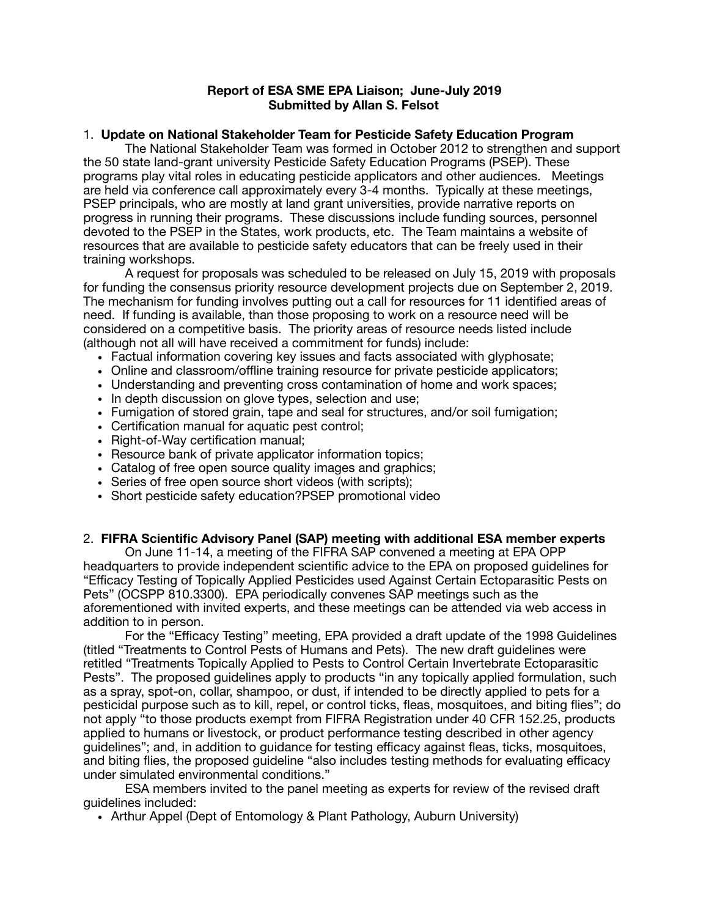**Report of ESA SME EPA Liaison; June-July 2019**
**Submitted by Allan S. Felsot**

1. **Update on National Stakeholder Team for Pesticide Safety Education Program**

The National Stakeholder Team was formed in October 2012 to strengthen and support the 50 state land-grant university Pesticide Safety Education Programs (PSEP). These programs play vital roles in educating pesticide applicators and other audiences. Meetings are held via conference call approximately every 3-4 months. Typically at these meetings, PSEP principals, who are mostly at land grant universities, provide narrative reports on progress in running their programs. These discussions include funding sources, personnel devoted to the PSEP in the States, work products, etc. The Team maintains a website of resources that are available to pesticide safety educators that can be freely used in their training workshops.

A request for proposals was scheduled to be released on July 15, 2019 with proposals for funding the consensus priority resource development projects due on September 2, 2019. The mechanism for funding involves putting out a call for resources for 11 identified areas of need. If funding is available, than those proposing to work on a resource need will be considered on a competitive basis. The priority areas of resource needs listed include (although not all will have received a commitment for funds) include:

- Factual information covering key issues and facts associated with glyphosate;
- Online and classroom/offline training resource for private pesticide applicators;
- Understanding and preventing cross contamination of home and work spaces;
- In depth discussion on glove types, selection and use;
- Fumigation of stored grain, tape and seal for structures, and/or soil fumigation;
- Certification manual for aquatic pest control;
- Right-of-Way certification manual;
- Resource bank of private applicator information topics;
- Catalog of free open source quality images and graphics;
- Series of free open source short videos (with scripts);
- Short pesticide safety education?PSEP promotional video

2. **FIFRA Scientific Advisory Panel (SAP) meeting with additional ESA member experts**

On June 11-14, a meeting of the FIFRA SAP convened a meeting at EPA OPP headquarters to provide independent scientific advice to the EPA on proposed guidelines for "Efficacy Testing of Topically Applied Pesticides used Against Certain Ectoparasitic Pests on Pets" (OCSPP 810.3300). EPA periodically convenes SAP meetings such as the aforementioned with invited experts, and these meetings can be attended via web access in addition to in person.

For the "Efficacy Testing" meeting, EPA provided a draft update of the 1998 Guidelines (titled "Treatments to Control Pests of Humans and Pets). The new draft guidelines were retitled "Treatments Topically Applied to Pests to Control Certain Invertebrate Ectoparasitic Pests". The proposed guidelines apply to products "in any topically applied formulation, such as a spray, spot-on, collar, shampoo, or dust, if intended to be directly applied to pets for a pesticidal purpose such as to kill, repel, or control ticks, fleas, mosquitoes, and biting flies"; do not apply "to those products exempt from FIFRA Registration under 40 CFR 152.25, products applied to humans or livestock, or product performance testing described in other agency guidelines"; and, in addition to guidance for testing efficacy against fleas, ticks, mosquitoes, and biting flies, the proposed guideline "also includes testing methods for evaluating efficacy under simulated environmental conditions."

ESA members invited to the panel meeting as experts for review of the revised draft guidelines included:

- Arthur Appel (Dept of Entomology & Plant Pathology, Auburn University)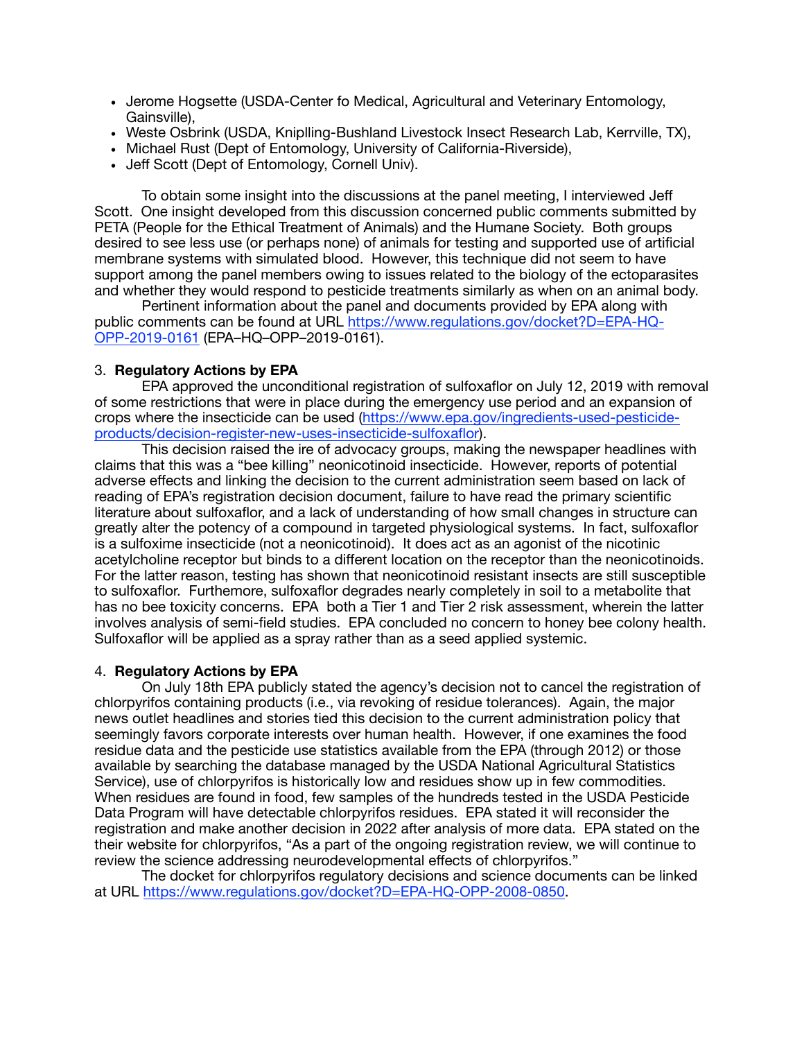- Jerome Hogsette (USDA-Center fo Medical, Agricultural and Veterinary Entomology, Gainsville),
- Weste Osbrink (USDA, Knipling-Bushland Livestock Insect Research Lab, Kerrville, TX),
- Michael Rust (Dept of Entomology, University of California-Riverside),
- Jeff Scott (Dept of Entomology, Cornell Univ).

To obtain some insight into the discussions at the panel meeting, I interviewed Jeff Scott. One insight developed from this discussion concerned public comments submitted by PETA (People for the Ethical Treatment of Animals) and the Humane Society. Both groups desired to see less use (or perhaps none) of animals for testing and supported use of artificial membrane systems with simulated blood. However, this technique did not seem to have support among the panel members owing to issues related to the biology of the ectoparasites and whether they would respond to pesticide treatments similarly as when on an animal body.

Pertinent information about the panel and documents provided by EPA along with public comments can be found at URL https://www.regulations.gov/docket?D=EPA-HQ-OPP-2019-0161 (EPA–HQ–OPP–2019-0161).

3. **Regulatory Actions by EPA**

EPA approved the unconditional registration of sulfoxaflor on July 12, 2019 with removal of some restrictions that were in place during the emergency use period and an expansion of crops where the insecticide can be used (https://www.epa.gov/ingredients-used-pesticide-products/decision-register-new-uses-insecticide-sulfoxaflor).

This decision raised the ire of advocacy groups, making the newspaper headlines with claims that this was a "bee killing" neonicotinoid insecticide. However, reports of potential adverse effects and linking the decision to the current administration seem based on lack of reading of EPA's registration decision document, failure to have read the primary scientific literature about sulfoxaflor, and a lack of understanding of how small changes in structure can greatly alter the potency of a compound in targeted physiological systems. In fact, sulfoxaflor is a sulfoxime insecticide (not a neonicotinoid). It does act as an agonist of the nicotinic acetylcholine receptor but binds to a different location on the receptor than the neonicotinoids. For the latter reason, testing has shown that neonicotinoid resistant insects are still susceptible to sulfoxaflor. Furthermore, sulfoxaflor degrades nearly completely in soil to a metabolite that has no bee toxicity concerns. EPA both a Tier 1 and Tier 2 risk assessment, wherein the latter involves analysis of semi-field studies. EPA concluded no concern to honey bee colony health. Sulfoxaflor will be applied as a spray rather than as a seed applied systemic.

4. **Regulatory Actions by EPA**

On July 18th EPA publicly stated the agency's decision not to cancel the registration of chlorpyrifos containing products (i.e., via revoking of residue tolerances). Again, the major news outlet headlines and stories tied this decision to the current administration policy that seemingly favors corporate interests over human health. However, if one examines the food residue data and the pesticide use statistics available from the EPA (through 2012) or those available by searching the database managed by the USDA National Agricultural Statistics Service), use of chlorpyrifos is historically low and residues show up in few commodities. When residues are found in food, few samples of the hundreds tested in the USDA Pesticide Data Program will have detectable chlorpyrifos residues. EPA stated it will reconsider the registration and make another decision in 2022 after analysis of more data. EPA stated on the their website for chlorpyrifos, "As a part of the ongoing registration review, we will continue to review the science addressing neurodevelopmental effects of chlorpyrifos."

The docket for chlorpyrifos regulatory decisions and science documents can be linked at URL https://www.regulations.gov/docket?D=EPA-HQ-OPP-2008-0850.